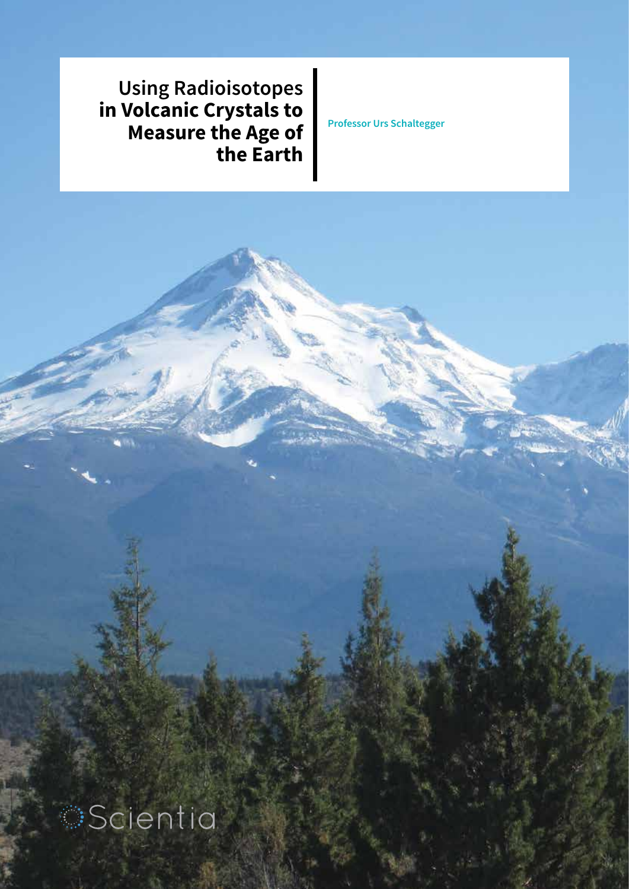# Using Radioisotopes in Volcanic Crystals to Measure the Age of the Earth

**Professor Urs Schaltegger**

Scientia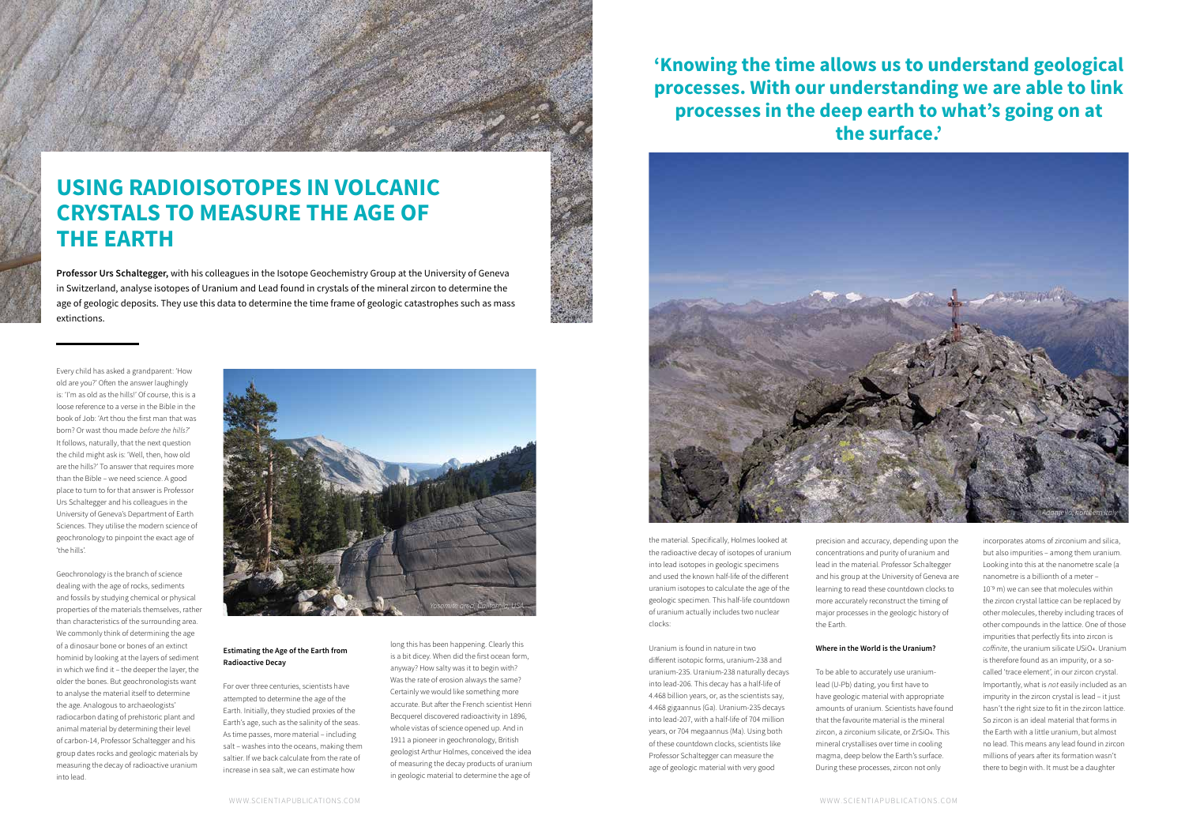# USING RADIOISOTOPES IN VOLCANIC CRYSTALS TO MEASURE THE AGE OF THE EARTH

**Professor Urs Schaltegger,** with his colleagues in the Isotope Geochemistry Group at the University of Geneva in Switzerland, analyse isotopes of Uranium and Lead found in crystals of the mineral zircon to determine the age of geologic deposits. They use this data to determine the time frame of geologic catastrophes such as mass extinctions.

Every child has asked a grandparent: 'How old are you?' Often the answer laughingly is: 'I'm as old as the hills!' Of course, this is a loose reference to a verse in the Bible in the book of Job: 'Art thou the first man that was born? Or wast thou made *before the hills?*' It follows, naturally, that the next question the child might ask is: 'Well, then, how old are the hills?' To answer that requires more than the Bible – we need science. A good place to turn to for that answer is Professor Urs Schaltegger and his colleagues in the University of Geneva's Department of Earth Sciences. They utilise the modern science of geochronology to pinpoint the exact age of 'the hills'.

Geochronology is the branch of science dealing with the age of rocks, sediments and fossils by studying chemical or physical properties of the materials themselves, rather than characteristics of the surrounding area. We commonly think of determining the age of a dinosaur bone or bones of an extinct hominid by looking at the layers of sediment in which we find it – the deeper the layer, the older the bones. But geochronologists want to analyse the material itself to determine the age. Analogous to archaeologists' radiocarbon dating of prehistoric plant and animal material by determining their level of carbon-14, Professor Schaltegger and his group dates rocks and geologic materials by measuring the decay of radioactive uranium into lead.

Yosemite area, California, USA

## Estimating the Age of the Earth from Radioactive Decay

For over three centuries, scientists have attempted to determine the age of the Earth. Initially, they studied proxies of the Earth's age, such as the salinity of the seas. As time passes, more material – including salt – washes into the oceans, making them saltier. If we back calculate from the rate of increase in sea salt, we can estimate how long this has been happening. Clearly this is a bit dicey. When did the first ocean form, anyway? How salty was it to begin with? Was the rate of erosion always the same? Certainly we would like something more accurate. But after the French scientist Henri Becquerel discovered radioactivity in 1896, whole vistas of science opened up. And in 1911 a pioneer in geochronology, British geologist Arthur Holmes, conceived the idea of measuring the decay products of uranium in geologic material to determine the age of the material. Specifically, Holmes looked at the radioactive decay of isotopes of uranium into lead isotopes in geologic specimens and used the known half-life of the different uranium isotopes to calculate the age of the geologic specimen. This half-life countdown of uranium actually includes two nuclear clocks:

**'Knowing the time allows us to understand geological processes. With our understanding we are able to link processes in the deep earth to what's going on at the surface.'**

Adamello, northern Italy

Uranium is found in nature in two different isotopic forms, uranium-238 and uranium-235. Uranium-238 naturally decays into lead-206. This decay has a half-life of 4.468 billion years, or, as the scientists say, 4.468 gigaannus (Ga). Uranium-235 decays into lead-207, with a half-life of 704 million years, or 704 megaannus (Ma). Using both of these countdown clocks, scientists like Professor Schaltegger can measure the age of geologic material with very good precision and accuracy, depending upon the concentrations and purity of uranium and lead in the material. Professor Schaltegger and his group at the University of Geneva are learning to read these countdown clocks to more accurately reconstruct the timing of major processes in the geologic history of the Earth.

## Where in the World is the Uranium?

To be able to accurately use uranium-lead (U-Pb) dating, you first have to have geologic material with appropriate amounts of uranium. Scientists have found that the favourite material is the mineral zircon, a zirconium silicate, or $ZrSiO_4$. This mineral crystallises over time in cooling magma, deep below the Earth's surface. During these processes, zircon not only incorporates atoms of zirconium and silica, but also impurities – among them uranium. Looking into this at the nanometre scale (a nanometre is a billionth of a meter – $10^{-9}$ m) we can see that molecules within the zircon crystal lattice can be replaced by other molecules, thereby including traces of other compounds in the lattice. One of those impurities that perfectly fits into zircon is *coffinite*, the uranium silicate $USiO_4$. Uranium is therefore found as an impurity, or a so-called 'trace element', in our zircon crystal. Importantly, what is *not* easily included as an impurity in the zircon crystal is lead – it just hasn't the right size to fit in the zircon lattice. So zircon is an ideal material that forms in the Earth with a little uranium, but almost no lead. This means any lead found in zircon millions of years after its formation wasn't there to begin with. It must be a daughter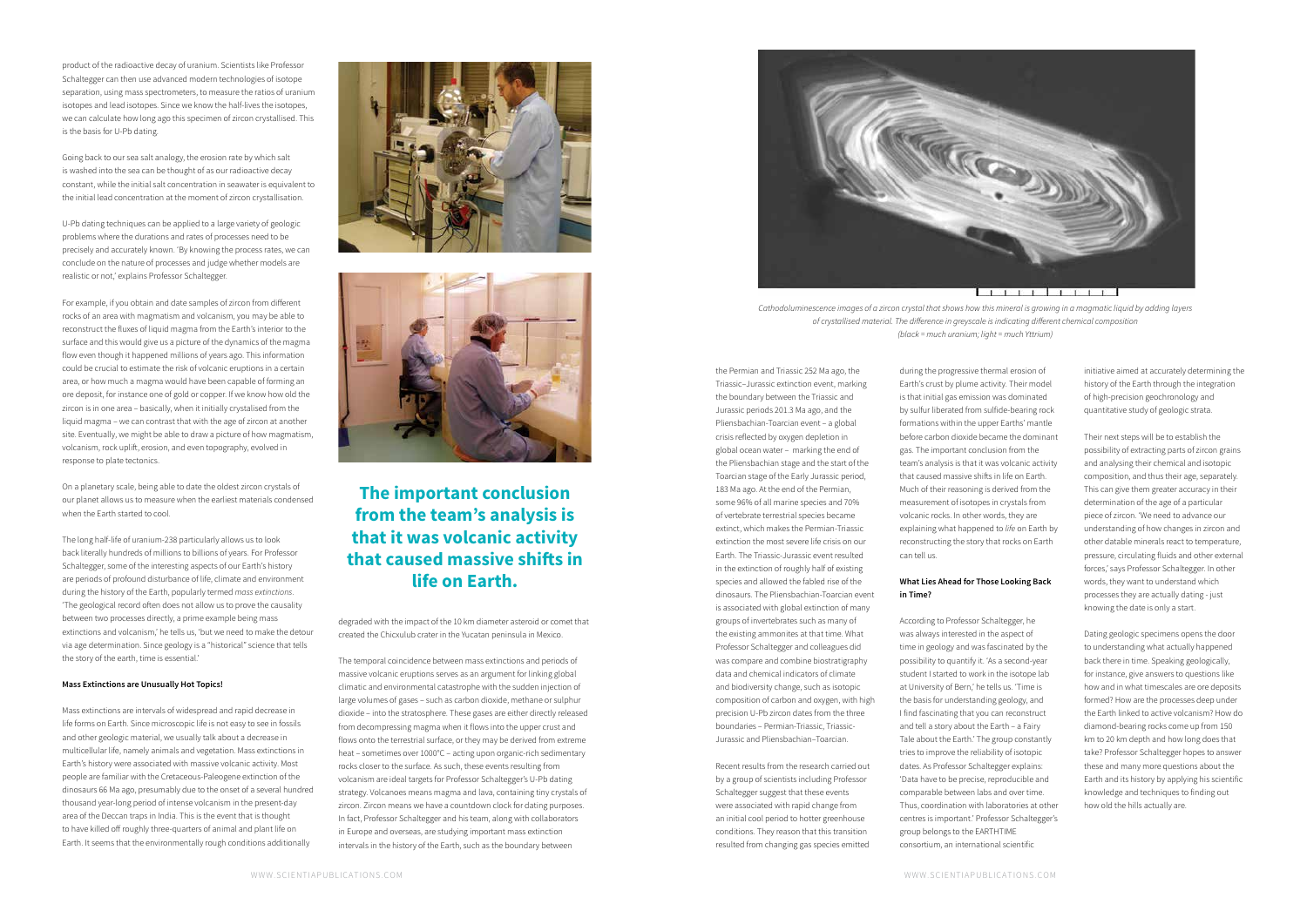product of the radioactive decay of uranium. Scientists like Professor Schaltegger can then use advanced modern technologies of isotope separation, using mass spectrometers, to measure the ratios of uranium isotopes and lead isotopes. Since we know the half-lives the isotopes, we can calculate how long ago this specimen of zircon crystallised. This is the basis for U-Pb dating.

Going back to our sea salt analogy, the erosion rate by which salt is washed into the sea can be thought of as our radioactive decay constant, while the initial salt concentration in seawater is equivalent to the initial lead concentration at the moment of zircon crystallisation.

U-Pb dating techniques can be applied to a large variety of geologic problems where the durations and rates of processes need to be precisely and accurately known. 'By knowing the process rates, we can conclude on the nature of processes and judge whether models are realistic or not,' explains Professor Schaltegger.

For example, if you obtain and date samples of zircon from different rocks of an area with magmatism and volcanism, you may be able to reconstruct the fluxes of liquid magma from the Earth's interior to the surface and this would give us a picture of the dynamics of the magma flow even though it happened millions of years ago. This information could be crucial to estimate the risk of volcanic eruptions in a certain area, or how much a magma would have been capable of forming an ore deposit, for instance one of gold or copper. If we know how old the zircon is in one area – basically, when it initially crystallised from the liquid magma – we can contrast that with the age of zircon at another site. Eventually, we might be able to draw a picture of how magmatism, volcanism, rock uplift, erosion, and even topography, evolved in response to plate tectonics.

On a planetary scale, being able to date the oldest zircon crystals of our planet allows us to measure when the earliest materials condensed when the Earth started to cool.

The long half-life of uranium-238 particularly allows us to look back literally hundreds of millions to billions of years. For Professor Schaltegger, some of the interesting aspects of our Earth's history are periods of profound disturbance of life, climate and environment during the history of the Earth, popularly termed *mass extinctions*. 'The geological record often does not allow us to prove the causality between two processes directly, a prime example being mass extinctions and volcanism,' he tells us, 'but we need to make the detour via age determination. Since geology is a "historical" science that tells the story of the earth, time is essential.'

#### Mass Extinctions are Unusually Hot Topics!

Mass extinctions are intervals of widespread and rapid decrease in life forms on Earth. Since microscopic life is not easy to see in fossils and other geologic material, we usually talk about a decrease in multicellular life, namely animals and vegetation. Mass extinctions in Earth's history were associated with massive volcanic activity. Most people are familiar with the Cretaceous-Paleogene extinction of the dinosaurs 66 Ma ago, presumably due to the onset of a several hundred thousand year-long period of intense volcanism in the present-day area of the Deccan traps in India. This is the event that is thought to have killed off roughly three-quarters of animal and plant life on Earth. It seems that the environmentally rough conditions additionally degraded with the impact of the 10 km diameter asteroid or comet that created the Chicxulub crater in the Yucatan peninsula in Mexico.

**The important conclusion from the team's analysis is that it was volcanic activity that caused massive shifts in life on Earth.**

The temporal coincidence between mass extinctions and periods of massive volcanic eruptions serves as an argument for linking global climatic and environmental catastrophe with the sudden injection of large volumes of gases – such as carbon dioxide, methane or sulphur dioxide – into the stratosphere. These gases are either directly released from decompressing magma when it flows into the upper crust and flows onto the terrestrial surface, or they may be derived from extreme heat – sometimes over 1000°C – acting upon organic-rich sedimentary rocks closer to the surface. As such, these events resulting from volcanism are ideal targets for Professor Schaltegger's U-Pb dating strategy. Volcanoes means magma and lava, containing tiny crystals of zircon. Zircon means we have a countdown clock for dating purposes. In fact, Professor Schaltegger and his team, along with collaborators in Europe and overseas, are studying important mass extinction intervals in the history of the Earth, such as the boundary between the Permian and Triassic 252 Ma ago, the Triassic–Jurassic extinction event, marking the boundary between the Triassic and Jurassic periods 201.3 Ma ago, and the Pliensbachian-Toarcian event – a global crisis reflected by oxygen depletion in global ocean water – marking the end of the Pliensbachian stage and the start of the Toarcian stage of the Early Jurassic period, 183 Ma ago. At the end of the Permian, some 96% of all marine species and 70% of vertebrate terrestrial species became extinct, which makes the Permian-Triassic extinction the most severe life crisis on our Earth. The Triassic-Jurassic event resulted in the extinction of roughly half of existing species and allowed the fabled rise of the dinosaurs. The Pliensbachian-Toarcian event is associated with global extinction of many groups of invertebrates such as many of the existing ammonites at that time. What Professor Schaltegger and colleagues did was compare and combine biostratigraphy data and chemical indicators of climate and biodiversity change, such as isotopic composition of carbon and oxygen, with high precision U-Pb zircon dates from the three boundaries – Permian-Triassic, Triassic-Jurassic and Pliensbachian–Toarcian.

Recent results from the research carried out by a group of scientists including Professor Schaltegger suggest that these events were associated with rapid change from an initial cool period to hotter greenhouse conditions. They reason that this transition resulted from changing gas species emitted during the progressive thermal erosion of Earth's crust by plume activity. Their model is that initial gas emission was dominated by sulfur liberated from sulfide-bearing rock formations within the upper Earths' mantle before carbon dioxide became the dominant gas. The important conclusion from the team's analysis is that it was volcanic activity that caused massive shifts in life on Earth. Much of their reasoning is derived from the measurement of isotopes in crystals from volcanic rocks. In other words, they are explaining what happened to *life* on Earth by reconstructing the story that rocks on Earth can tell us.

*Cathodoluminescence images of a zircon crystal that shows how this mineral is growing in a magmatic liquid by adding layers of crystallised material. The difference in greyscale is indicating different chemical composition (black = much uranium; light = much Yttrium)*

#### What Lies Ahead for Those Looking Back in Time?

According to Professor Schaltegger, he was always interested in the aspect of time in geology and was fascinated by the possibility to quantify it. 'As a second-year student I started to work in the isotope lab at University of Bern,' he tells us. 'Time is the basis for understanding geology, and I find fascinating that you can reconstruct and tell a story about the Earth – a Fairy Tale about the Earth.' The group constantly tries to improve the reliability of isotopic dates. As Professor Schaltegger explains: 'Data have to be precise, reproducible and comparable between labs and over time. Thus, coordination with laboratories at other centres is important.' Professor Schaltegger's group belongs to the EARTHTIME consortium, an international scientific initiative aimed at accurately determining the history of the Earth through the integration of high-precision geochronology and quantitative study of geologic strata.

Their next steps will be to establish the possibility of extracting parts of zircon grains and analysing their chemical and isotopic composition, and thus their age, separately. This can give them greater accuracy in their determination of the age of a particular piece of zircon. 'We need to advance our understanding of how changes in zircon and other datable minerals react to temperature, pressure, circulating fluids and other external forces,' says Professor Schaltegger. In other words, they want to understand which processes they are actually dating - just knowing the date is only a start.

Dating geologic specimens opens the door to understanding what actually happened back there in time. Speaking geologically, for instance, give answers to questions like how and in what timescales are ore deposits formed? How are the processes deep under the Earth linked to active volcanism? How do diamond-bearing rocks come up from 150 km to 20 km depth and how long does that take? Professor Schaltegger hopes to answer these and many more questions about the Earth and its history by applying his scientific knowledge and techniques to finding out how old the hills actually are.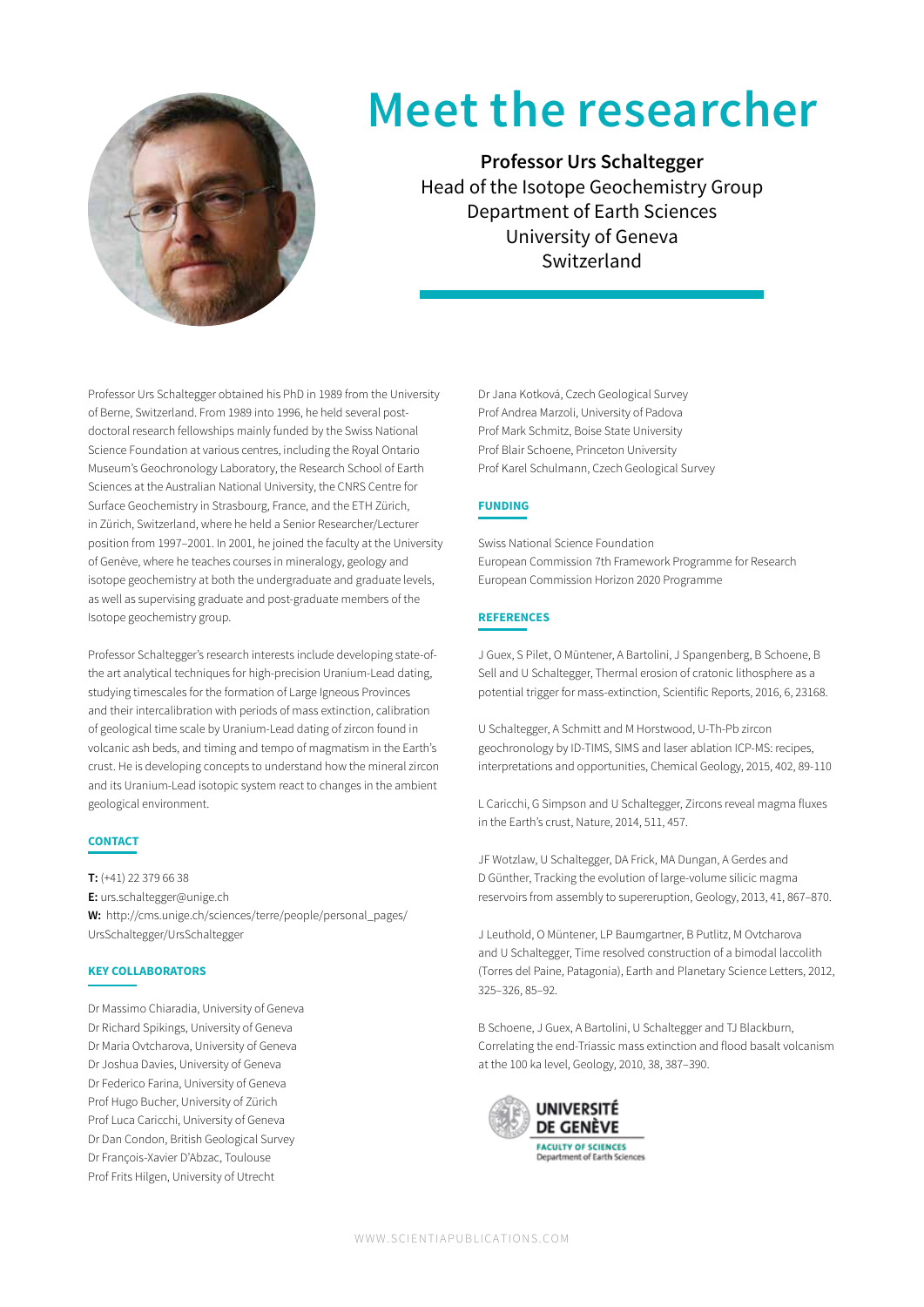# Meet the researcher

**Professor Urs Schaltegger**
Head of the Isotope Geochemistry Group
Department of Earth Sciences
University of Geneva
Switzerland

Professor Urs Schaltegger obtained his PhD in 1989 from the University of Berne, Switzerland. From 1989 into 1996, he held several post-doctoral research fellowships mainly funded by the Swiss National Science Foundation at various centres, including the Royal Ontario Museum's Geochronology Laboratory, the Research School of Earth Sciences at the Australian National University, the CNRS Centre for Surface Geochemistry in Strasbourg, France, and the ETH Zürich, in Zürich, Switzerland, where he held a Senior Researcher/Lecturer position from 1997–2001. In 2001, he joined the faculty at the University of Genève, where he teaches courses in mineralogy, geology and isotope geochemistry at both the undergraduate and graduate levels, as well as supervising graduate and post-graduate members of the Isotope geochemistry group.

Professor Schaltegger's research interests include developing state-of-the art analytical techniques for high-precision Uranium-Lead dating, studying timescales for the formation of Large Igneous Provinces and their intercalibration with periods of mass extinction, calibration of geological time scale by Uranium-Lead dating of zircon found in volcanic ash beds, and timing and tempo of magmatism in the Earth's crust. He is developing concepts to understand how the mineral zircon and its Uranium-Lead isotopic system react to changes in the ambient geological environment.

## CONTACT

**T:** (+41) 22 379 66 38
**E:** urs.schaltegger@unige.ch
**W:** http://cms.unige.ch/sciences/terre/people/personal_pages/UrsSchaltegger/UrsSchaltegger

## KEY COLLABORATORS

Dr Massimo Chiaradia, University of Geneva
Dr Richard Spikings, University of Geneva
Dr Maria Ovtcharova, University of Geneva
Dr Joshua Davies, University of Geneva
Dr Federico Farina, University of Geneva
Prof Hugo Bucher, University of Zürich
Prof Luca Caricchi, University of Geneva
Dr Dan Condon, British Geological Survey
Dr François-Xavier D'Abzac, Toulouse
Prof Frits Hilgen, University of Utrecht
Dr Jana Kotková, Czech Geological Survey
Prof Andrea Marzoli, University of Padova
Prof Mark Schmitz, Boise State University
Prof Blair Schoene, Princeton University
Prof Karel Schulmann, Czech Geological Survey

## FUNDING

Swiss National Science Foundation
European Commission 7th Framework Programme for Research
European Commission Horizon 2020 Programme

## REFERENCES

J Guex, S Pilet, O Müntener, A Bartolini, J Spangenberg, B Schoene, B Sell and U Schaltegger, Thermal erosion of cratonic lithosphere as a potential trigger for mass-extinction, Scientific Reports, 2016, 6, 23168.

U Schaltegger, A Schmitt and M Horstwood, U-Th-Pb zircon geochronology by ID-TIMS, SIMS and laser ablation ICP-MS: recipes, interpretations and opportunities, Chemical Geology, 2015, 402, 89-110

L Caricchi, G Simpson and U Schaltegger, Zircons reveal magma fluxes in the Earth's crust, Nature, 2014, 511, 457.

JF Wotzlaw, U Schaltegger, DA Frick, MA Dungan, A Gerdes and D Günther, Tracking the evolution of large-volume silicic magma reservoirs from assembly to supereruption, Geology, 2013, 41, 867–870.

J Leuthold, O Müntener, LP Baumgartner, B Putlitz, M Ovtcharova and U Schaltegger, Time resolved construction of a bimodal laccolith (Torres del Paine, Patagonia), Earth and Planetary Science Letters, 2012, 325–326, 85–92.

B Schoene, J Guex, A Bartolini, U Schaltegger and TJ Blackburn, Correlating the end-Triassic mass extinction and flood basalt volcanism at the 100 ka level, Geology, 2010, 38, 387–390.

UNIVERSITÉ DE GENÈVE
FACULTY OF SCIENCES
Department of Earth Sciences